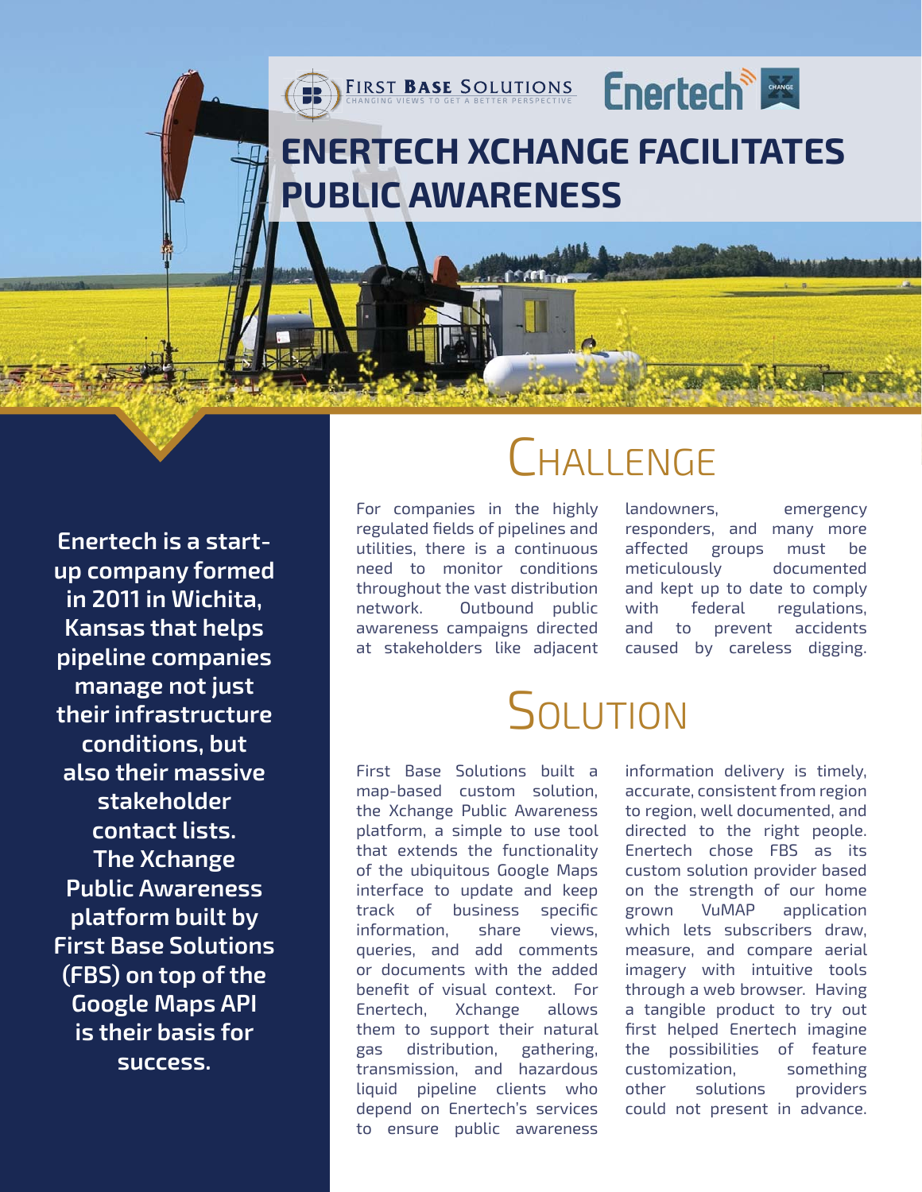FIRST BASE SOLUTIONS
CHANGING VIEWS TO GET A BETTER PERSPECTIVE

Enertech XCHANGE

# ENERTECH XCHANGE FACILITATES PUBLIC AWARENESS

**Enertech is a start-up company formed in 2011 in Wichita, Kansas that helps pipeline companies manage not just their infrastructure conditions, but also their massive stakeholder contact lists. The Xchange Public Awareness platform built by First Base Solutions (FBS) on top of the Google Maps API is their basis for success.**

## Challenge

For companies in the highly regulated fields of pipelines and utilities, there is a continuous need to monitor conditions throughout the vast distribution network. Outbound public awareness campaigns directed at stakeholders like adjacent landowners, emergency responders, and many more affected groups must be meticulously documented and kept up to date to comply with federal regulations, and to prevent accidents caused by careless digging.

## Solution

First Base Solutions built a map-based custom solution, the Xchange Public Awareness platform, a simple to use tool that extends the functionality of the ubiquitous Google Maps interface to update and keep track of business specific information, share views, queries, and add comments or documents with the added benefit of visual context. For Enertech, Xchange allows them to support their natural gas distribution, gathering, transmission, and hazardous liquid pipeline clients who depend on Enertech's services to ensure public awareness information delivery is timely, accurate, consistent from region to region, well documented, and directed to the right people. Enertech chose FBS as its custom solution provider based on the strength of our home grown VuMAP application which lets subscribers draw, measure, and compare aerial imagery with intuitive tools through a web browser. Having a tangible product to try out first helped Enertech imagine the possibilities of feature customization, something other solutions providers could not present in advance.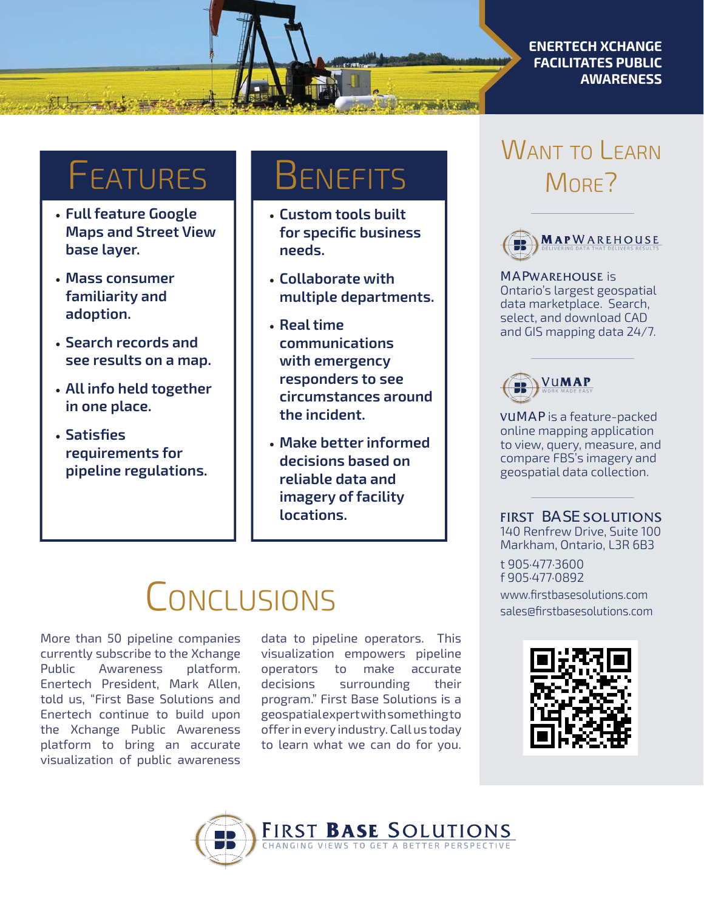ENERTECH XCHANGE FACILITATES PUBLIC AWARENESS

## Features

- Full feature Google Maps and Street View base layer.
- Mass consumer familiarity and adoption.
- Search records and see results on a map.
- All info held together in one place.
- Satisfies requirements for pipeline regulations.

## Benefits

- Custom tools built for specific business needs.
- Collaborate with multiple departments.
- Real time communications with emergency responders to see circumstances around the incident.
- Make better informed decisions based on reliable data and imagery of facility locations.

## Conclusions

More than 50 pipeline companies currently subscribe to the Xchange Public Awareness platform. Enertech President, Mark Allen, told us, "First Base Solutions and Enertech continue to build upon the Xchange Public Awareness platform to bring an accurate visualization of public awareness data to pipeline operators. This visualization empowers pipeline operators to make accurate decisions surrounding their program." First Base Solutions is a geospatial expert with something to offer in every industry. Call us today to learn what we can do for you.

## Want to Learn More?

MAPWAREHOUSE
DELIVERING DATA THAT DELIVERS RESULTS

MAPWAREHOUSE is Ontario's largest geospatial data marketplace. Search, select, and download CAD and GIS mapping data 24/7.

VUMAP
WORK MADE EASY

VUMAP is a feature-packed online mapping application to view, query, measure, and compare FBS's imagery and geospatial data collection.

FIRST BASE SOLUTIONS
140 Renfrew Drive, Suite 100
Markham, Ontario, L3R 6B3

t 905·477·3600
f 905·477·0892

www.firstbasesolutions.com
sales@firstbasesolutions.com

FIRST BASE SOLUTIONS
CHANGING VIEWS TO GET A BETTER PERSPECTIVE